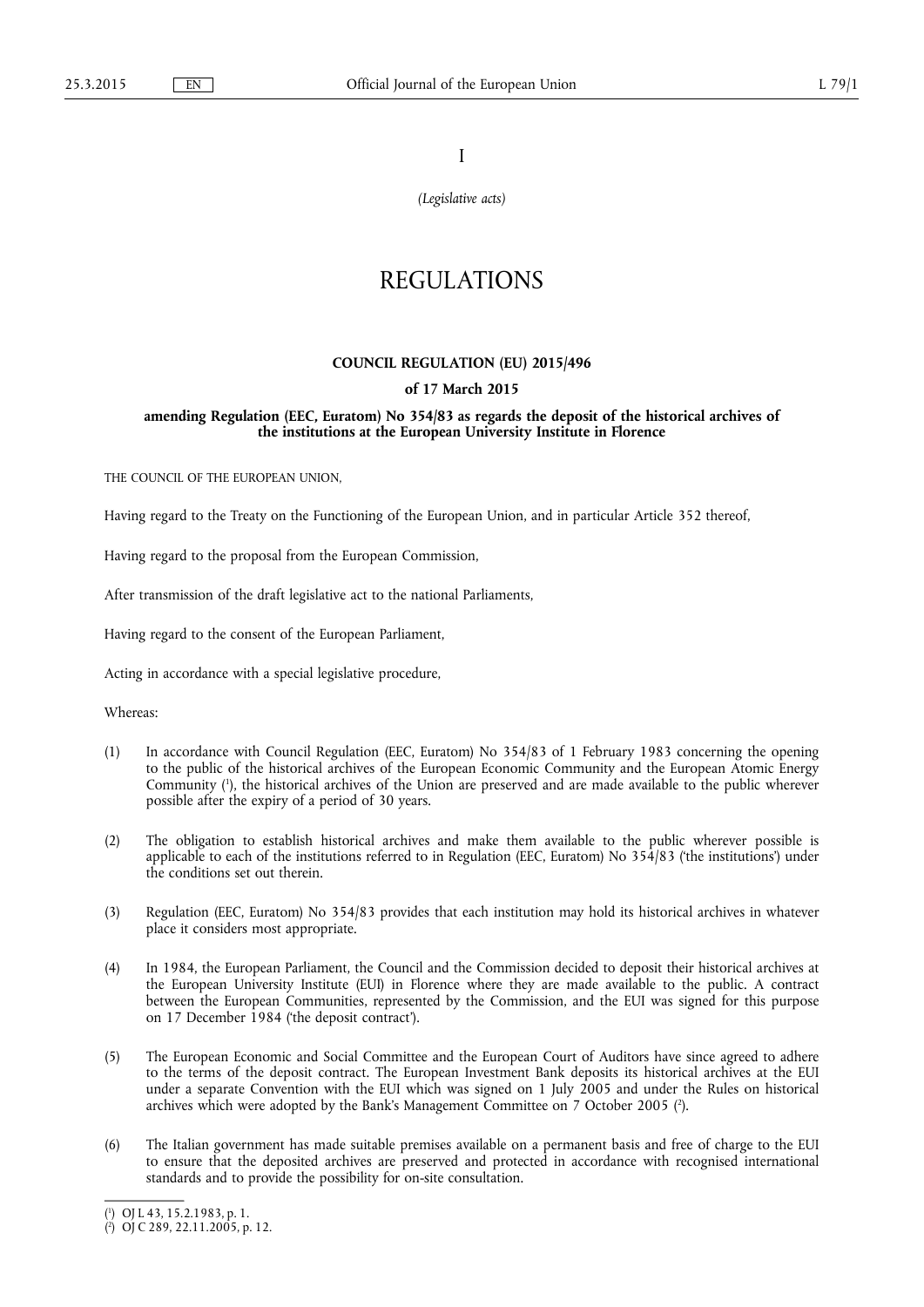I

*(Legislative acts)*

# REGULATIONS

## COUNCIL REGULATION (EU) 2015/496

### of 17 March 2015

### amending Regulation (EEC, Euratom) No 354/83 as regards the deposit of the historical archives of the institutions at the European University Institute in Florence

THE COUNCIL OF THE EUROPEAN UNION,

Having regard to the Treaty on the Functioning of the European Union, and in particular Article 352 thereof,

Having regard to the proposal from the European Commission,

After transmission of the draft legislative act to the national Parliaments,

Having regard to the consent of the European Parliament,

Acting in accordance with a special legislative procedure,

Whereas:

(1) In accordance with Council Regulation (EEC, Euratom) No 354/83 of 1 February 1983 concerning the opening to the public of the historical archives of the European Economic Community and the European Atomic Energy Community [1], the historical archives of the Union are preserved and are made available to the public wherever possible after the expiry of a period of 30 years.

(2) The obligation to establish historical archives and make them available to the public wherever possible is applicable to each of the institutions referred to in Regulation (EEC, Euratom) No 354/83 ('the institutions') under the conditions set out therein.

(3) Regulation (EEC, Euratom) No 354/83 provides that each institution may hold its historical archives in whatever place it considers most appropriate.

(4) In 1984, the European Parliament, the Council and the Commission decided to deposit their historical archives at the European University Institute (EUI) in Florence where they are made available to the public. A contract between the European Communities, represented by the Commission, and the EUI was signed for this purpose on 17 December 1984 ('the deposit contract').

(5) The European Economic and Social Committee and the European Court of Auditors have since agreed to adhere to the terms of the deposit contract. The European Investment Bank deposits its historical archives at the EUI under a separate Convention with the EUI which was signed on 1 July 2005 and under the Rules on historical archives which were adopted by the Bank's Management Committee on 7 October 2005 [2].

(6) The Italian government has made suitable premises available on a permanent basis and free of charge to the EUI to ensure that the deposited archives are preserved and protected in accordance with recognised international standards and to provide the possibility for on-site consultation.

---

[1] OJ L 43, 15.2.1983, p. 1.

[2] OJ C 289, 22.11.2005, p. 12.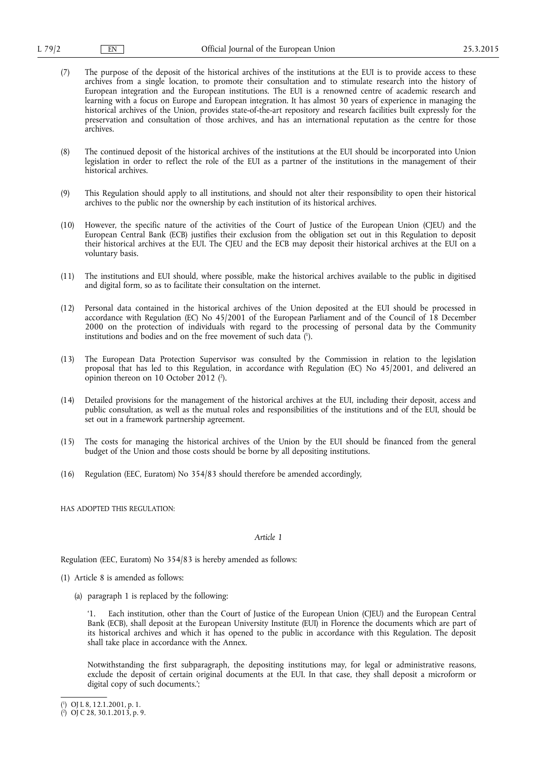(7) The purpose of the deposit of the historical archives of the institutions at the EUI is to provide access to these archives from a single location, to promote their consultation and to stimulate research into the history of European integration and the European institutions. The EUI is a renowned centre of academic research and learning with a focus on Europe and European integration. It has almost 30 years of experience in managing the historical archives of the Union, provides state-of-the-art repository and research facilities built expressly for the preservation and consultation of those archives, and has an international reputation as the centre for those archives.

(8) The continued deposit of the historical archives of the institutions at the EUI should be incorporated into Union legislation in order to reflect the role of the EUI as a partner of the institutions in the management of their historical archives.

(9) This Regulation should apply to all institutions, and should not alter their responsibility to open their historical archives to the public nor the ownership by each institution of its historical archives.

(10) However, the specific nature of the activities of the Court of Justice of the European Union (CJEU) and the European Central Bank (ECB) justifies their exclusion from the obligation set out in this Regulation to deposit their historical archives at the EUI. The CJEU and the ECB may deposit their historical archives at the EUI on a voluntary basis.

(11) The institutions and EUI should, where possible, make the historical archives available to the public in digitised and digital form, so as to facilitate their consultation on the internet.

(12) Personal data contained in the historical archives of the Union deposited at the EUI should be processed in accordance with Regulation (EC) No 45/2001 of the European Parliament and of the Council of 18 December 2000 on the protection of individuals with regard to the processing of personal data by the Community institutions and bodies and on the free movement of such data [1].

(13) The European Data Protection Supervisor was consulted by the Commission in relation to the legislation proposal that has led to this Regulation, in accordance with Regulation (EC) No 45/2001, and delivered an opinion thereon on 10 October 2012 [2].

(14) Detailed provisions for the management of the historical archives at the EUI, including their deposit, access and public consultation, as well as the mutual roles and responsibilities of the institutions and of the EUI, should be set out in a framework partnership agreement.

(15) The costs for managing the historical archives of the Union by the EUI should be financed from the general budget of the Union and those costs should be borne by all depositing institutions.

(16) Regulation (EEC, Euratom) No 354/83 should therefore be amended accordingly,

HAS ADOPTED THIS REGULATION:

*Article 1*

Regulation (EEC, Euratom) No 354/83 is hereby amended as follows:

(1) Article 8 is amended as follows:

(a) paragraph 1 is replaced by the following:

'1. Each institution, other than the Court of Justice of the European Union (CJEU) and the European Central Bank (ECB), shall deposit at the European University Institute (EUI) in Florence the documents which are part of its historical archives and which it has opened to the public in accordance with this Regulation. The deposit shall take place in accordance with the Annex.

Notwithstanding the first subparagraph, the depositing institutions may, for legal or administrative reasons, exclude the deposit of certain original documents at the EUI. In that case, they shall deposit a microform or digital copy of such documents.';

---

[1] OJ L 8, 12.1.2001, p. 1.

[2] OJ C 28, 30.1.2013, p. 9.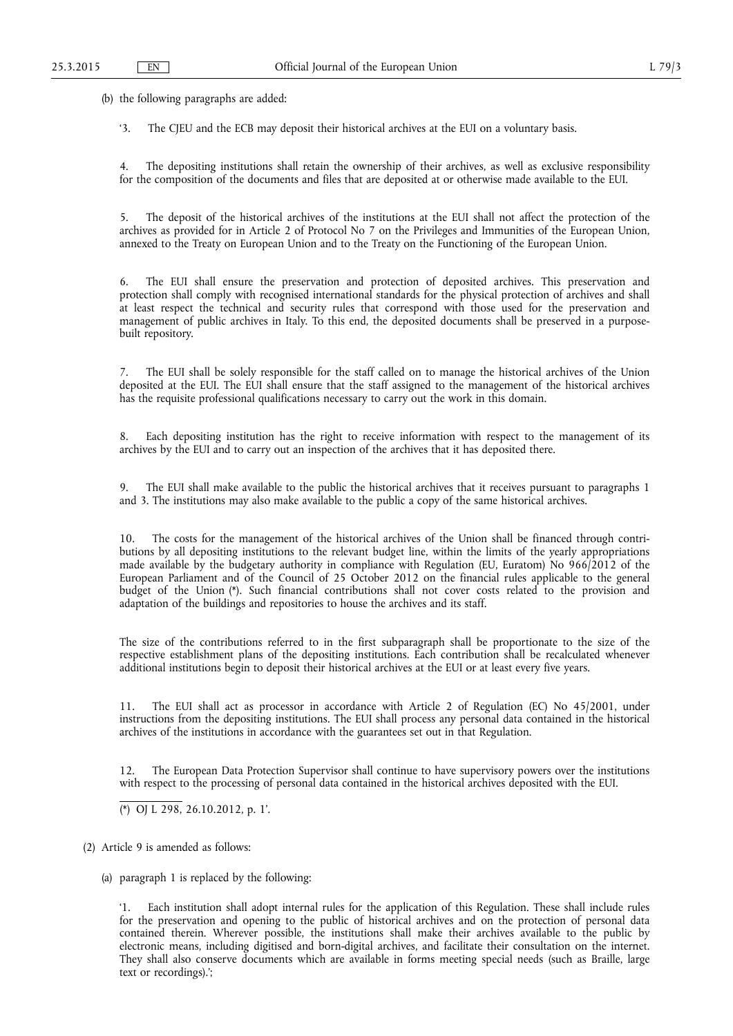(b) the following paragraphs are added:

'3. The CJEU and the ECB may deposit their historical archives at the EUI on a voluntary basis.

4. The depositing institutions shall retain the ownership of their archives, as well as exclusive responsibility for the composition of the documents and files that are deposited at or otherwise made available to the EUI.

5. The deposit of the historical archives of the institutions at the EUI shall not affect the protection of the archives as provided for in Article 2 of Protocol No 7 on the Privileges and Immunities of the European Union, annexed to the Treaty on European Union and to the Treaty on the Functioning of the European Union.

6. The EUI shall ensure the preservation and protection of deposited archives. This preservation and protection shall comply with recognised international standards for the physical protection of archives and shall at least respect the technical and security rules that correspond with those used for the preservation and management of public archives in Italy. To this end, the deposited documents shall be preserved in a purpose-built repository.

7. The EUI shall be solely responsible for the staff called on to manage the historical archives of the Union deposited at the EUI. The EUI shall ensure that the staff assigned to the management of the historical archives has the requisite professional qualifications necessary to carry out the work in this domain.

8. Each depositing institution has the right to receive information with respect to the management of its archives by the EUI and to carry out an inspection of the archives that it has deposited there.

9. The EUI shall make available to the public the historical archives that it receives pursuant to paragraphs 1 and 3. The institutions may also make available to the public a copy of the same historical archives.

10. The costs for the management of the historical archives of the Union shall be financed through contributions by all depositing institutions to the relevant budget line, within the limits of the yearly appropriations made available by the budgetary authority in compliance with Regulation (EU, Euratom) No 966/2012 of the European Parliament and of the Council of 25 October 2012 on the financial rules applicable to the general budget of the Union (*). Such financial contributions shall not cover costs related to the provision and adaptation of the buildings and repositories to house the archives and its staff.

The size of the contributions referred to in the first subparagraph shall be proportionate to the size of the respective establishment plans of the depositing institutions. Each contribution shall be recalculated whenever additional institutions begin to deposit their historical archives at the EUI or at least every five years.

11. The EUI shall act as processor in accordance with Article 2 of Regulation (EC) No 45/2001, under instructions from the depositing institutions. The EUI shall process any personal data contained in the historical archives of the institutions in accordance with the guarantees set out in that Regulation.

12. The European Data Protection Supervisor shall continue to have supervisory powers over the institutions with respect to the processing of personal data contained in the historical archives deposited with the EUI.

(*) OJ L 298, 26.10.2012, p. 1'.

(2) Article 9 is amended as follows:

(a) paragraph 1 is replaced by the following:

'1. Each institution shall adopt internal rules for the application of this Regulation. These shall include rules for the preservation and opening to the public of historical archives and on the protection of personal data contained therein. Wherever possible, the institutions shall make their archives available to the public by electronic means, including digitised and born-digital archives, and facilitate their consultation on the internet. They shall also conserve documents which are available in forms meeting special needs (such as Braille, large text or recordings).';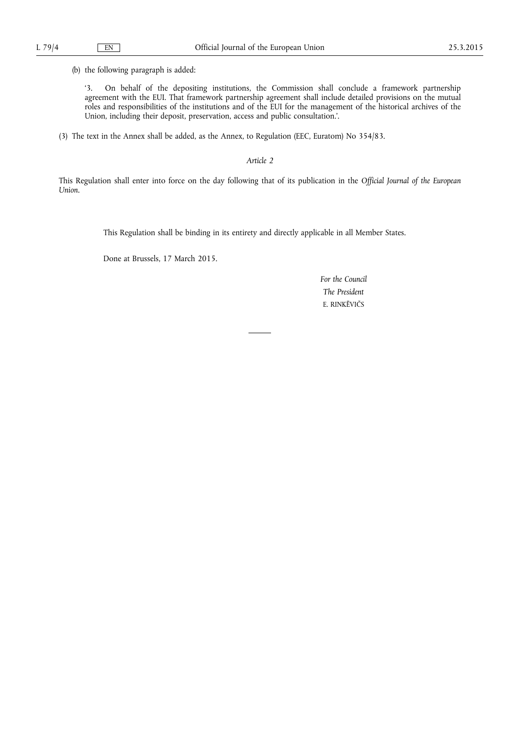(b) the following paragraph is added:

'3. On behalf of the depositing institutions, the Commission shall conclude a framework partnership agreement with the EUI. That framework partnership agreement shall include detailed provisions on the mutual roles and responsibilities of the institutions and of the EUI for the management of the historical archives of the Union, including their deposit, preservation, access and public consultation.'.

(3) The text in the Annex shall be added, as the Annex, to Regulation (EEC, Euratom) No 354/83.

*Article 2*

This Regulation shall enter into force on the day following that of its publication in the *Official Journal of the European Union*.

This Regulation shall be binding in its entirety and directly applicable in all Member States.

Done at Brussels, 17 March 2015.

*For the Council*

*The President*

E. RINKĒVIČS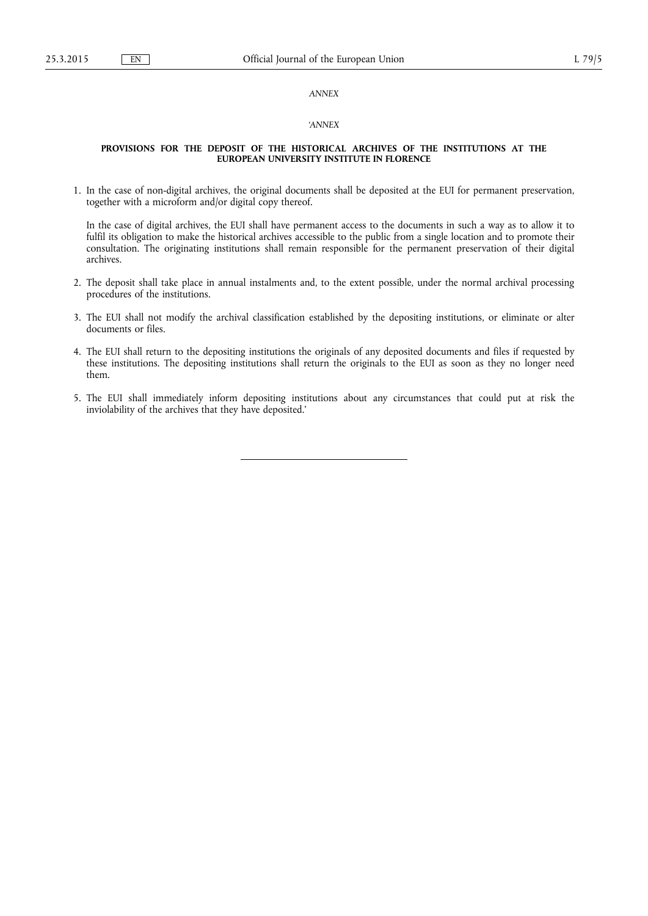*ANNEX*

*'ANNEX*

**PROVISIONS FOR THE DEPOSIT OF THE HISTORICAL ARCHIVES OF THE INSTITUTIONS AT THE EUROPEAN UNIVERSITY INSTITUTE IN FLORENCE**

1. In the case of non-digital archives, the original documents shall be deposited at the EUI for permanent preservation, together with a microform and/or digital copy thereof.

   In the case of digital archives, the EUI shall have permanent access to the documents in such a way as to allow it to fulfil its obligation to make the historical archives accessible to the public from a single location and to promote their consultation. The originating institutions shall remain responsible for the permanent preservation of their digital archives.

2. The deposit shall take place in annual instalments and, to the extent possible, under the normal archival processing procedures of the institutions.

3. The EUI shall not modify the archival classification established by the depositing institutions, or eliminate or alter documents or files.

4. The EUI shall return to the depositing institutions the originals of any deposited documents and files if requested by these institutions. The depositing institutions shall return the originals to the EUI as soon as they no longer need them.

5. The EUI shall immediately inform depositing institutions about any circumstances that could put at risk the inviolability of the archives that they have deposited.'